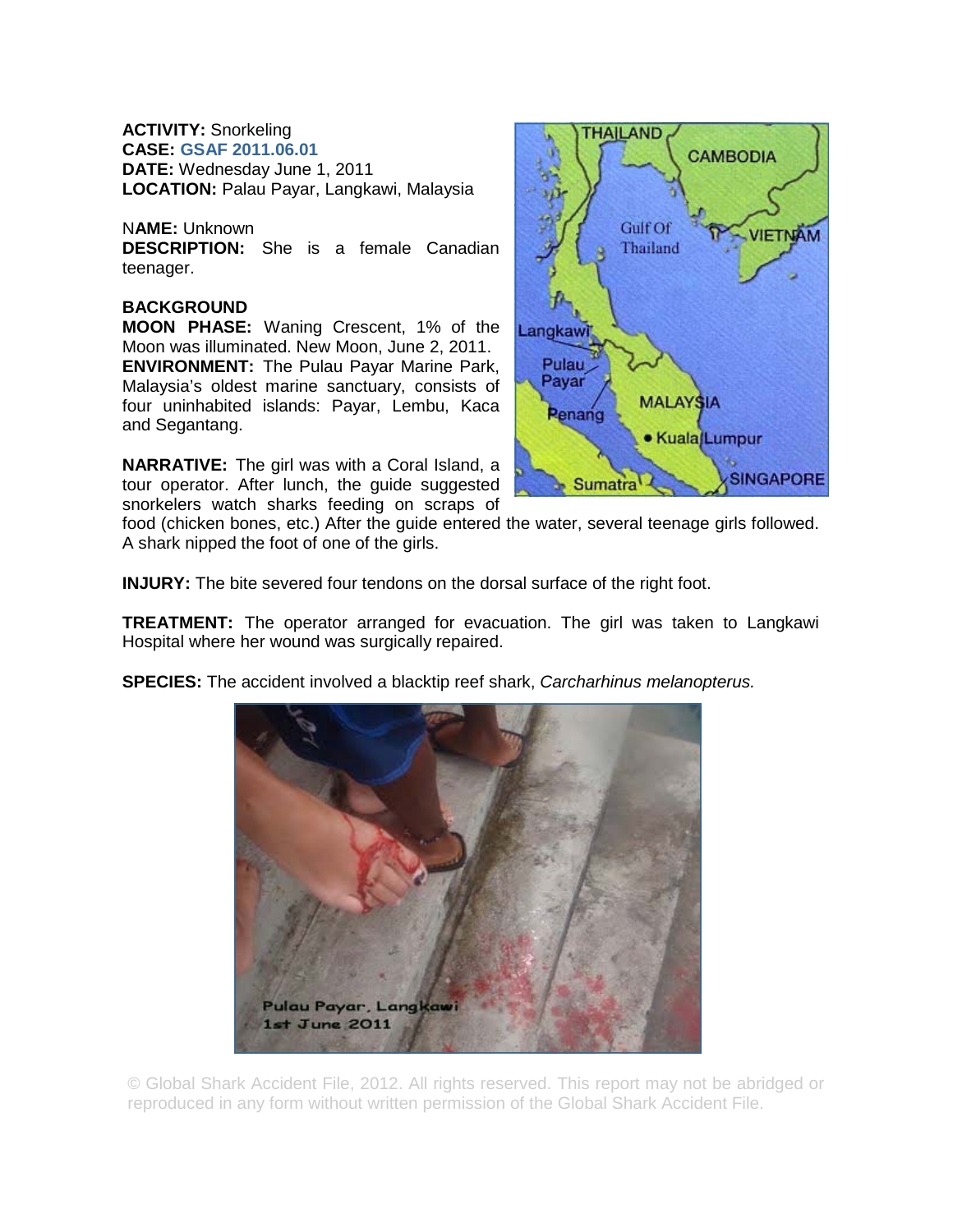**ACTIVITY:** Snorkeling
**CASE:** GSAF 2011.06.01
**DATE:** Wednesday June 1, 2011
**LOCATION:** Palau Payar, Langkawi, Malaysia

**NAME:** Unknown
**DESCRIPTION:** She is a female Canadian teenager.

**BACKGROUND**
**MOON PHASE:** Waning Crescent, 1% of the Moon was illuminated. New Moon, June 2, 2011.
**ENVIRONMENT:** The Pulau Payar Marine Park, Malaysia's oldest marine sanctuary, consists of four uninhabited islands: Payar, Lembu, Kaca and Segantang.

**NARRATIVE:** The girl was with a Coral Island, a tour operator. After lunch, the guide suggested snorkelers watch sharks feeding on scraps of food (chicken bones, etc.) After the guide entered the water, several teenage girls followed. A shark nipped the foot of one of the girls.

**INJURY:** The bite severed four tendons on the dorsal surface of the right foot.

**TREATMENT:** The operator arranged for evacuation. The girl was taken to Langkawi Hospital where her wound was surgically repaired.

**SPECIES:** The accident involved a blacktip reef shark, *Carcharhinus melanopterus.*

Pulau Payar, Langkawi
1st June 2011

© Global Shark Accident File, 2012. All rights reserved. This report may not be abridged or reproduced in any form without written permission of the Global Shark Accident File.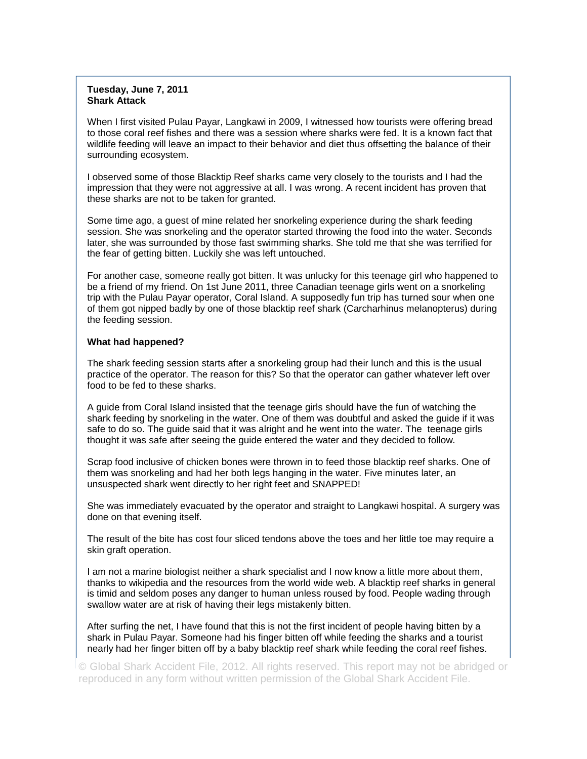**Tuesday, June 7, 2011**
**Shark Attack**

When I first visited Pulau Payar, Langkawi in 2009, I witnessed how tourists were offering bread to those coral reef fishes and there was a session where sharks were fed. It is a known fact that wildlife feeding will leave an impact to their behavior and diet thus offsetting the balance of their surrounding ecosystem.

I observed some of those Blacktip Reef sharks came very closely to the tourists and I had the impression that they were not aggressive at all. I was wrong. A recent incident has proven that these sharks are not to be taken for granted.

Some time ago, a guest of mine related her snorkeling experience during the shark feeding session. She was snorkeling and the operator started throwing the food into the water. Seconds later, she was surrounded by those fast swimming sharks. She told me that she was terrified for the fear of getting bitten. Luckily she was left untouched.

For another case, someone really got bitten. It was unlucky for this teenage girl who happened to be a friend of my friend. On 1st June 2011, three Canadian teenage girls went on a snorkeling trip with the Pulau Payar operator, Coral Island. A supposedly fun trip has turned sour when one of them got nipped badly by one of those blacktip reef shark (Carcharhinus melanopterus) during the feeding session.

**What had happened?**

The shark feeding session starts after a snorkeling group had their lunch and this is the usual practice of the operator. The reason for this? So that the operator can gather whatever left over food to be fed to these sharks.

A guide from Coral Island insisted that the teenage girls should have the fun of watching the shark feeding by snorkeling in the water. One of them was doubtful and asked the guide if it was safe to do so. The guide said that it was alright and he went into the water. The teenage girls thought it was safe after seeing the guide entered the water and they decided to follow.

Scrap food inclusive of chicken bones were thrown in to feed those blacktip reef sharks. One of them was snorkeling and had her both legs hanging in the water. Five minutes later, an unsuspected shark went directly to her right feet and SNAPPED!

She was immediately evacuated by the operator and straight to Langkawi hospital. A surgery was done on that evening itself.

The result of the bite has cost four sliced tendons above the toes and her little toe may require a skin graft operation.

I am not a marine biologist neither a shark specialist and I now know a little more about them, thanks to wikipedia and the resources from the world wide web. A blacktip reef sharks in general is timid and seldom poses any danger to human unless roused by food. People wading through swallow water are at risk of having their legs mistakenly bitten.

After surfing the net, I have found that this is not the first incident of people having bitten by a shark in Pulau Payar. Someone had his finger bitten off while feeding the sharks and a tourist nearly had her finger bitten off by a baby blacktip reef shark while feeding the coral reef fishes.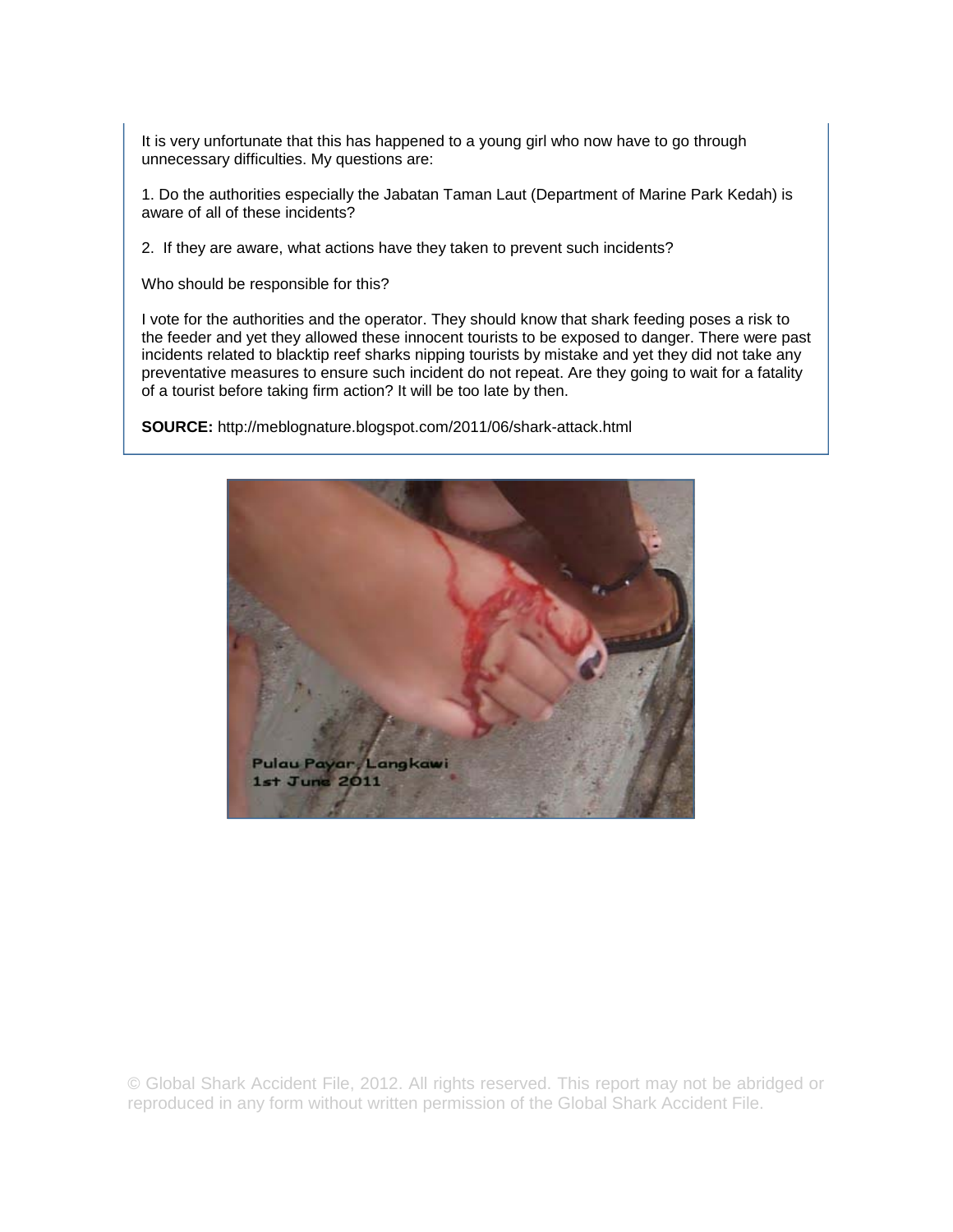It is very unfortunate that this has happened to a young girl who now have to go through unnecessary difficulties. My questions are:

1. Do the authorities especially the Jabatan Taman Laut (Department of Marine Park Kedah) is aware of all of these incidents?

2. If they are aware, what actions have they taken to prevent such incidents?

Who should be responsible for this?

I vote for the authorities and the operator. They should know that shark feeding poses a risk to the feeder and yet they allowed these innocent tourists to be exposed to danger. There were past incidents related to blacktip reef sharks nipping tourists by mistake and yet they did not take any preventative measures to ensure such incident do not repeat. Are they going to wait for a fatality of a tourist before taking firm action? It will be too late by then.

**SOURCE:** http://meblognature.blogspot.com/2011/06/shark-attack.html

© Global Shark Accident File, 2012. All rights reserved. This report may not be abridged or reproduced in any form without written permission of the Global Shark Accident File.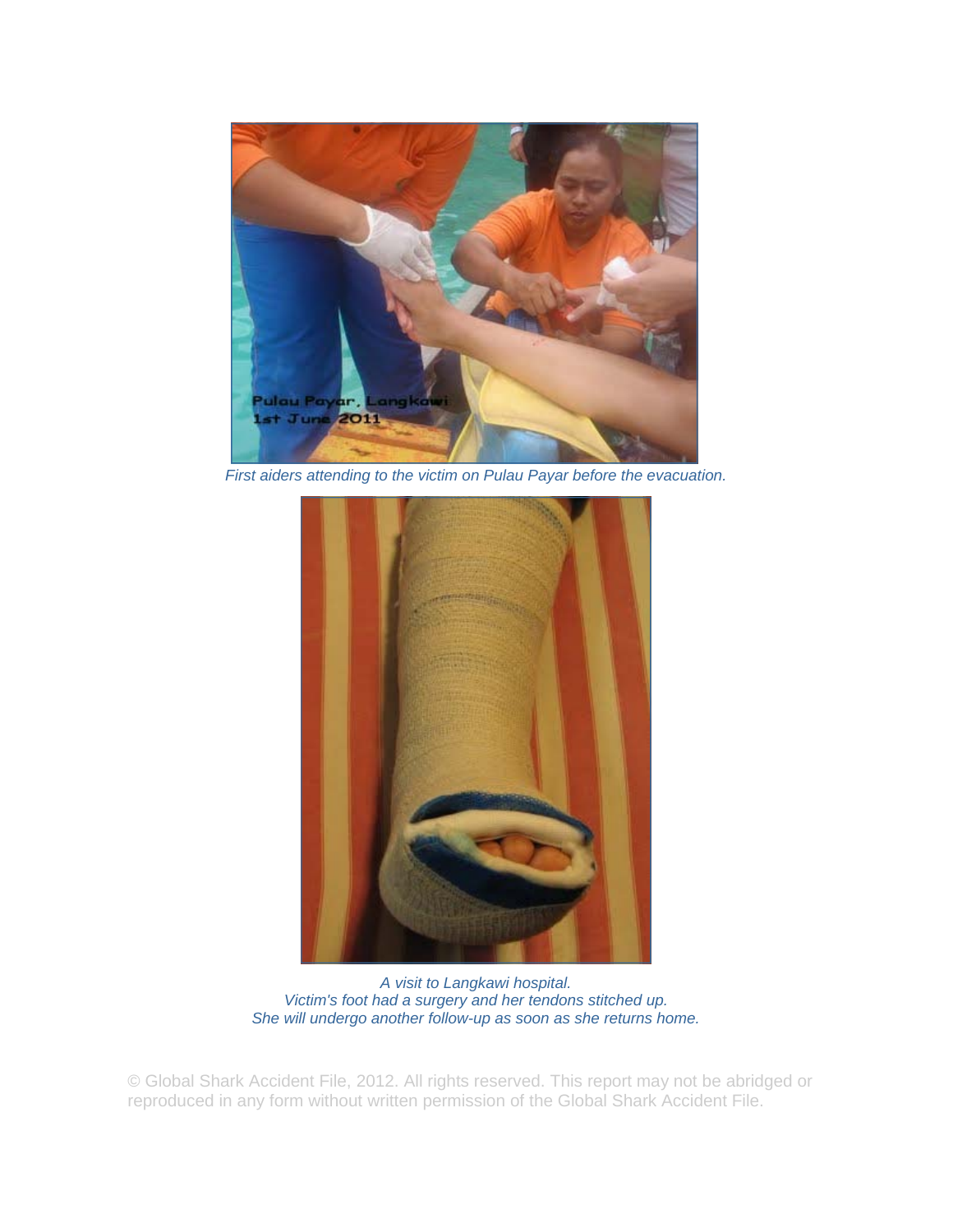*First aiders attending to the victim on Pulau Payar before the evacuation.*

*A visit to Langkawi hospital.*
*Victim's foot had a surgery and her tendons stitched up.*
*She will undergo another follow-up as soon as she returns home.*

© Global Shark Accident File, 2012. All rights reserved. This report may not be abridged or reproduced in any form without written permission of the Global Shark Accident File.